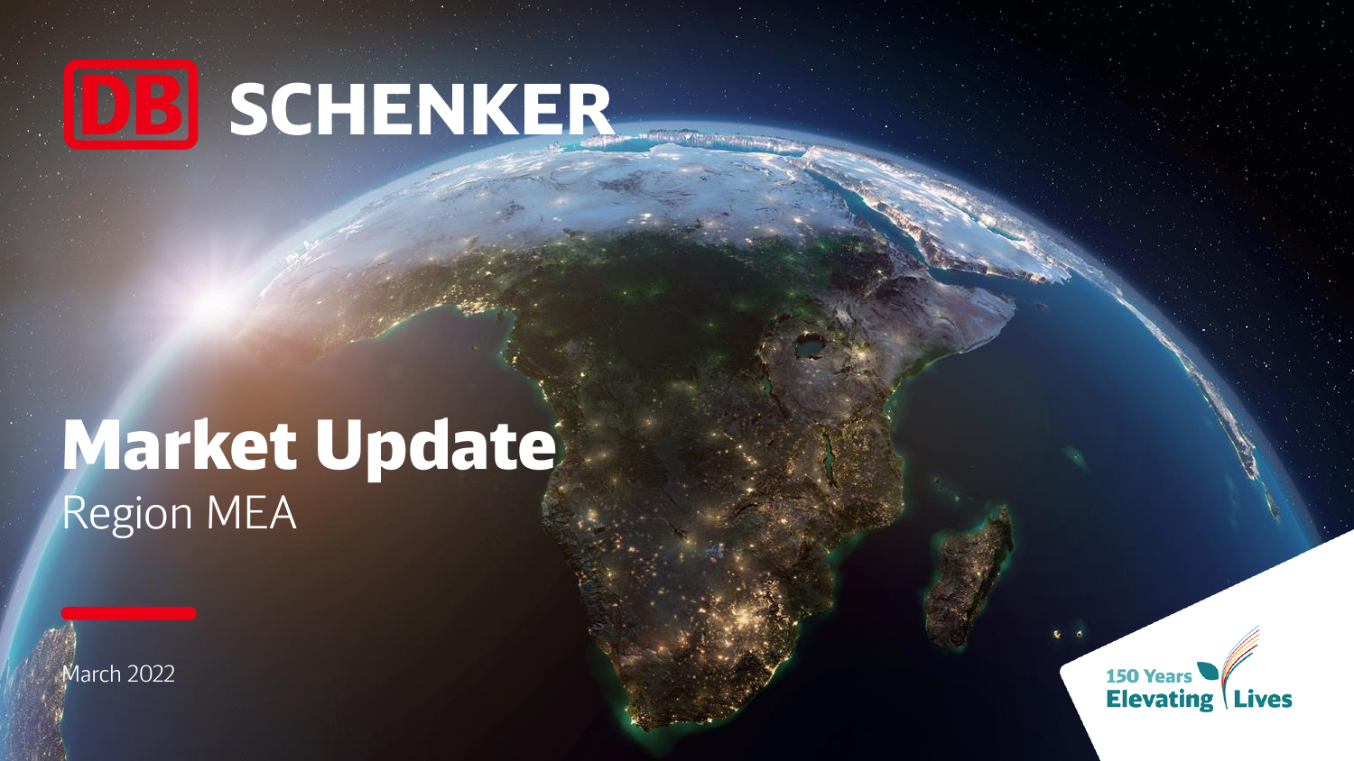DB SCHENKER

# Market Update

## Region MEA

March 2022

150 Years Elevating Lives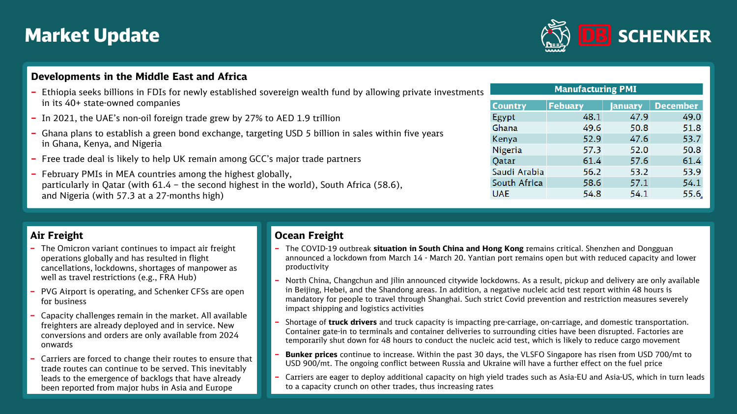# Market Update

## Developments in the Middle East and Africa

- Ethiopia seeks billions in FDIs for newly established sovereign wealth fund by allowing private investments in its 40+ state-owned companies
- In 2021, the UAE's non-oil foreign trade grew by 27% to AED 1.9 trillion
- Ghana plans to establish a green bond exchange, targeting USD 5 billion in sales within five years in Ghana, Kenya, and Nigeria
- Free trade deal is likely to help UK remain among GCC's major trade partners
- February PMIs in MEA countries among the highest globally, particularly in Qatar (with 61.4 – the second highest in the world), South Africa (58.6), and Nigeria (with 57.3 at a 27-months high)

**Manufacturing PMI**

| Country | Febuary | January | December |
|---|---|---|---|
| Egypt | 48.1 | 47.9 | 49.0 |
| Ghana | 49.6 | 50.8 | 51.8 |
| Kenya | 52.9 | 47.6 | 53.7 |
| Nigeria | 57.3 | 52.0 | 50.8 |
| Qatar | 61.4 | 57.6 | 61.4 |
| Saudi Arabia | 56.2 | 53.2 | 53.9 |
| South Africa | 58.6 | 57.1 | 54.1 |
| UAE | 54.8 | 54.1 | 55.6 |

## Air Freight

- The Omicron variant continues to impact air freight operations globally and has resulted in flight cancellations, lockdowns, shortages of manpower as well as travel restrictions (e.g., FRA Hub)
- PVG Airport is operating, and Schenker CFSs are open for business
- Capacity challenges remain in the market. All available freighters are already deployed and in service. New conversions and orders are only available from 2024 onwards
- Carriers are forced to change their routes to ensure that trade routes can continue to be served. This inevitably leads to the emergence of backlogs that have already been reported from major hubs in Asia and Europe

## Ocean Freight

- The COVID-19 outbreak **situation in South China and Hong Kong** remains critical. Shenzhen and Dongguan announced a lockdown from March 14 - March 20. Yantian port remains open but with reduced capacity and lower productivity
- North China, Changchun and Jilin announced citywide lockdowns. As a result, pickup and delivery are only available in Beijing, Hebei, and the Shandong areas. In addition, a negative nucleic acid test report within 48 hours is mandatory for people to travel through Shanghai. Such strict Covid prevention and restriction measures severely impact shipping and logistics activities
- Shortage of **truck drivers** and truck capacity is impacting pre-carriage, on-carriage, and domestic transportation. Container gate-in to terminals and container deliveries to surrounding cities have been disrupted. Factories are temporarily shut down for 48 hours to conduct the nucleic acid test, which is likely to reduce cargo movement
- **Bunker prices** continue to increase. Within the past 30 days, the VLSFO Singapore has risen from USD 700/mt to USD 900/mt. The ongoing conflict between Russia and Ukraine will have a further effect on the fuel price
- Carriers are eager to deploy additional capacity on high yield trades such as Asia-EU and Asia-US, which in turn leads to a capacity crunch on other trades, thus increasing rates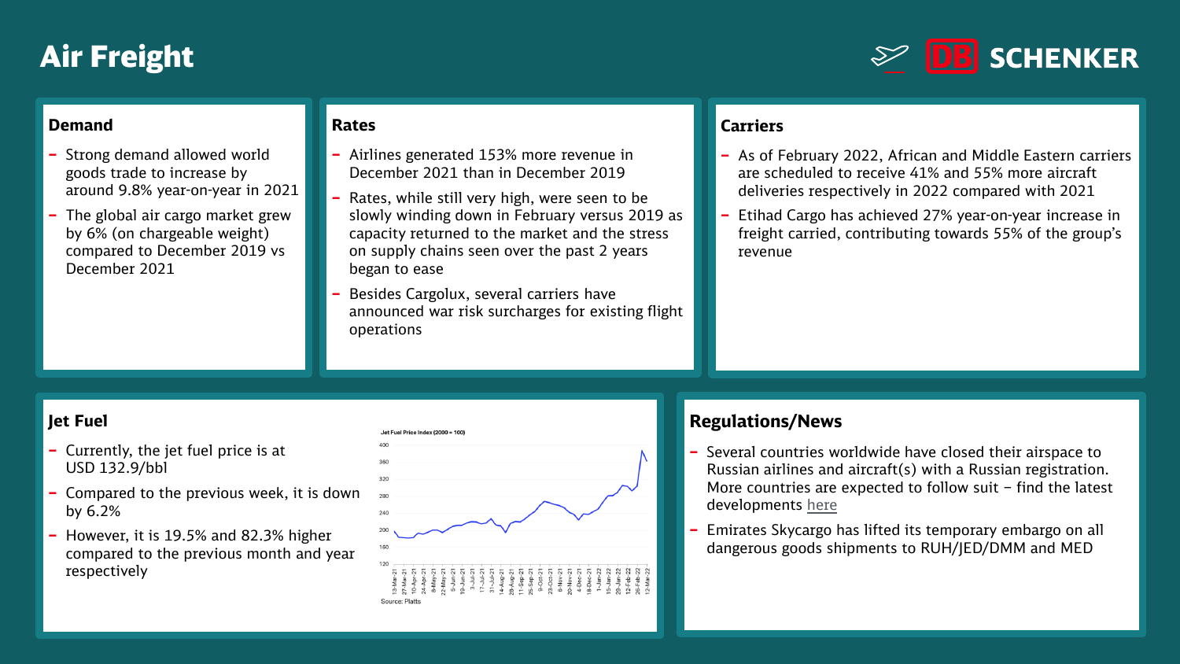# Air Freight

## Demand

- Strong demand allowed world goods trade to increase by around 9.8% year-on-year in 2021
- The global air cargo market grew by 6% (on chargeable weight) compared to December 2019 vs December 2021

## Rates

- Airlines generated 153% more revenue in December 2021 than in December 2019
- Rates, while still very high, were seen to be slowly winding down in February versus 2019 as capacity returned to the market and the stress on supply chains seen over the past 2 years began to ease
- Besides Cargolux, several carriers have announced war risk surcharges for existing flight operations

## Carriers

- As of February 2022, African and Middle Eastern carriers are scheduled to receive 41% and 55% more aircraft deliveries respectively in 2022 compared with 2021
- Etihad Cargo has achieved 27% year-on-year increase in freight carried, contributing towards 55% of the group's revenue

## Jet Fuel

- Currently, the jet fuel price is at USD 132.9/bbl
- Compared to the previous week, it is down by 6.2%
- However, it is 19.5% and 82.3% higher compared to the previous month and year respectively

Jet Fuel Price Index (2000 = 100)

Source: Platts

## Regulations/News

- Several countries worldwide have closed their airspace to Russian airlines and aircraft(s) with a Russian registration. More countries are expected to follow suit – find the latest developments here
- Emirates Skycargo has lifted its temporary embargo on all dangerous goods shipments to RUH/JED/DMM and MED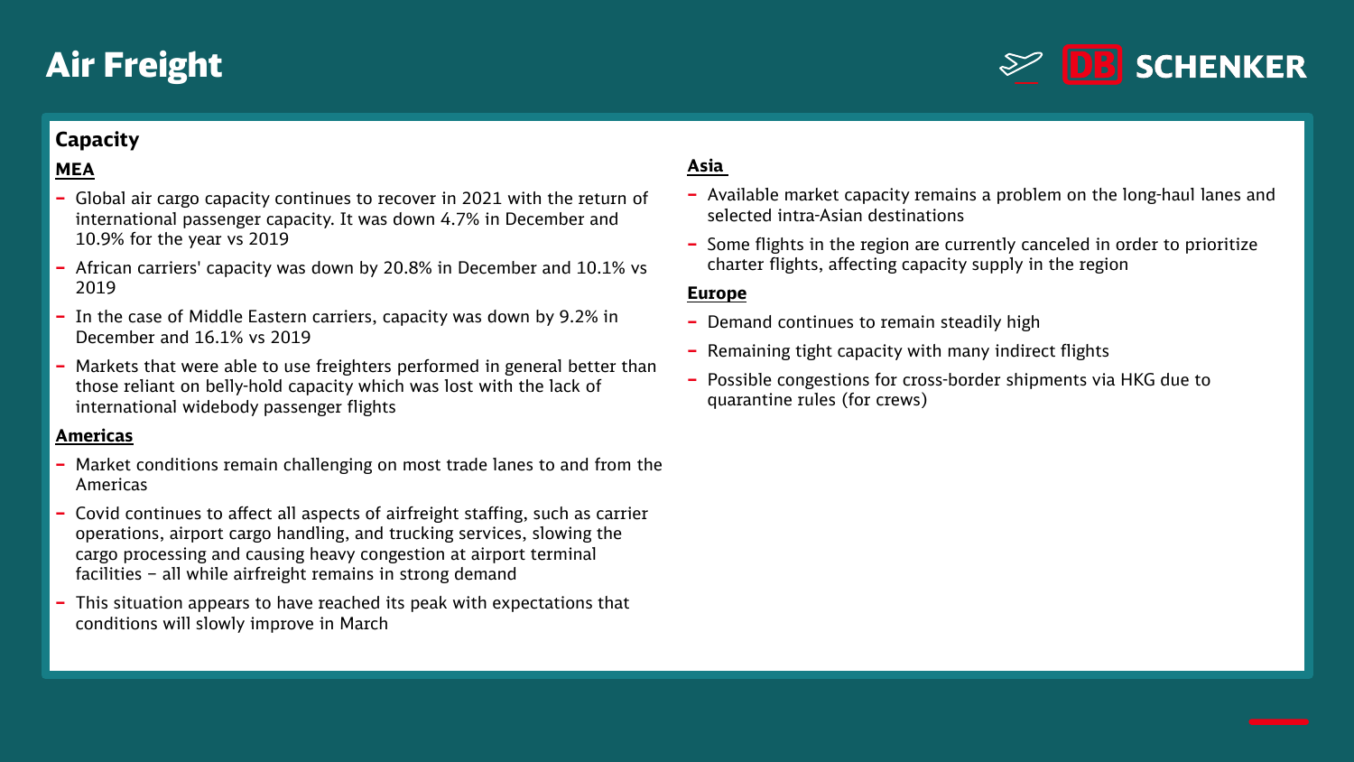# Air Freight

## Capacity

### MEA

- Global air cargo capacity continues to recover in 2021 with the return of international passenger capacity. It was down 4.7% in December and 10.9% for the year vs 2019
- African carriers' capacity was down by 20.8% in December and 10.1% vs 2019
- In the case of Middle Eastern carriers, capacity was down by 9.2% in December and 16.1% vs 2019
- Markets that were able to use freighters performed in general better than those reliant on belly-hold capacity which was lost with the lack of international widebody passenger flights

### Americas

- Market conditions remain challenging on most trade lanes to and from the Americas
- Covid continues to affect all aspects of airfreight staffing, such as carrier operations, airport cargo handling, and trucking services, slowing the cargo processing and causing heavy congestion at airport terminal facilities – all while airfreight remains in strong demand
- This situation appears to have reached its peak with expectations that conditions will slowly improve in March

### Asia

- Available market capacity remains a problem on the long-haul lanes and selected intra-Asian destinations
- Some flights in the region are currently canceled in order to prioritize charter flights, affecting capacity supply in the region

### Europe

- Demand continues to remain steadily high
- Remaining tight capacity with many indirect flights
- Possible congestions for cross-border shipments via HKG due to quarantine rules (for crews)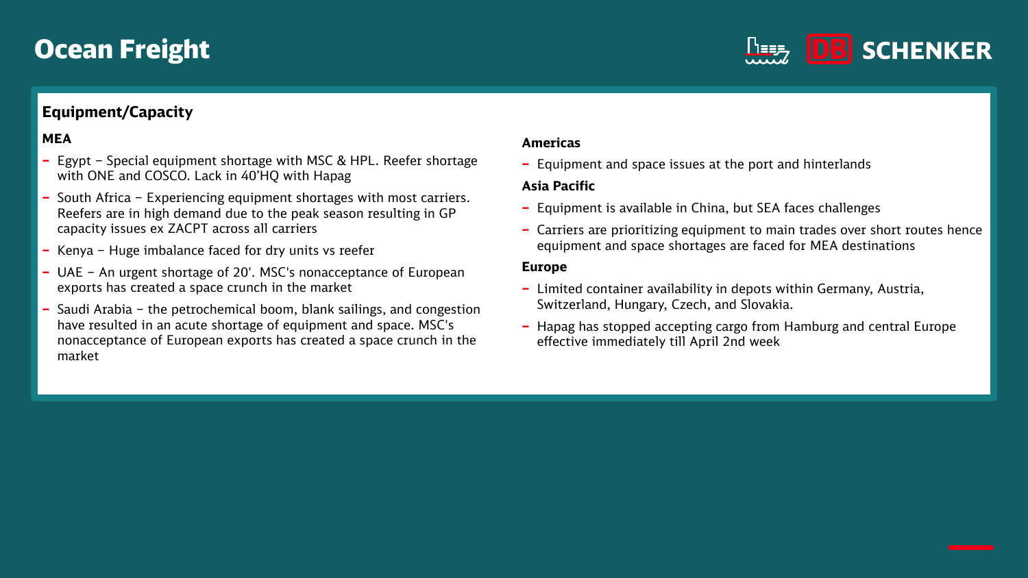# Ocean Freight

DB SCHENKER

## Equipment/Capacity

### MEA

- Egypt – Special equipment shortage with MSC & HPL. Reefer shortage with ONE and COSCO. Lack in 40'HQ with Hapag
- South Africa – Experiencing equipment shortages with most carriers. Reefers are in high demand due to the peak season resulting in GP capacity issues ex ZACPT across all carriers
- Kenya – Huge imbalance faced for dry units vs reefer
- UAE – An urgent shortage of 20'. MSC's nonacceptance of European exports has created a space crunch in the market
- Saudi Arabia – the petrochemical boom, blank sailings, and congestion have resulted in an acute shortage of equipment and space. MSC's nonacceptance of European exports has created a space crunch in the market

### Americas

- Equipment and space issues at the port and hinterlands

### Asia Pacific

- Equipment is available in China, but SEA faces challenges
- Carriers are prioritizing equipment to main trades over short routes hence equipment and space shortages are faced for MEA destinations

### Europe

- Limited container availability in depots within Germany, Austria, Switzerland, Hungary, Czech, and Slovakia.
- Hapag has stopped accepting cargo from Hamburg and central Europe effective immediately till April 2nd week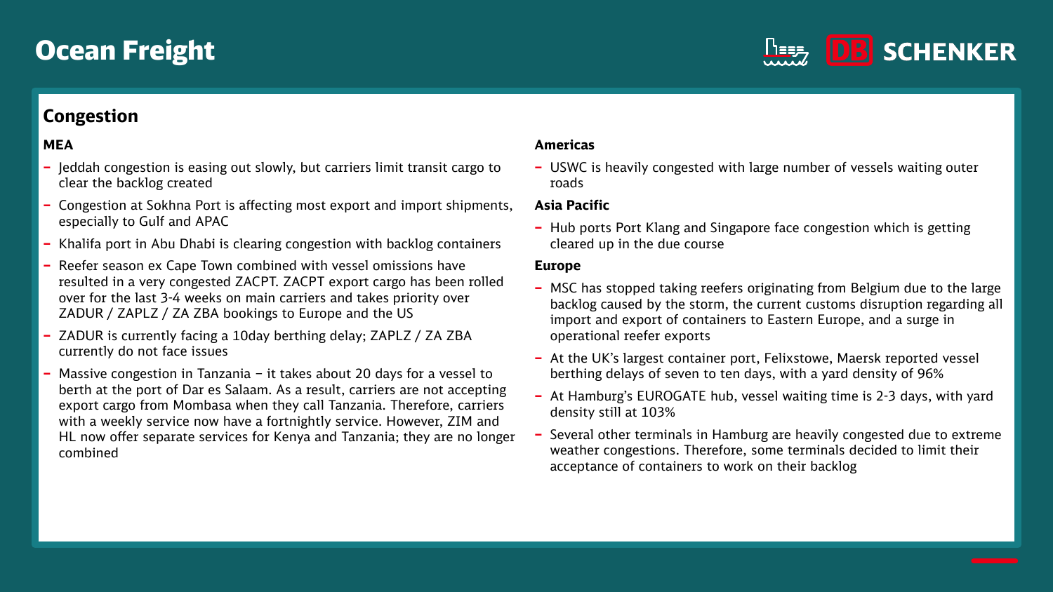# Ocean Freight

## Congestion

**MEA**

- Jeddah congestion is easing out slowly, but carriers limit transit cargo to clear the backlog created
- Congestion at Sokhna Port is affecting most export and import shipments, especially to Gulf and APAC
- Khalifa port in Abu Dhabi is clearing congestion with backlog containers
- Reefer season ex Cape Town combined with vessel omissions have resulted in a very congested ZACPT. ZACPT export cargo has been rolled over for the last 3-4 weeks on main carriers and takes priority over ZADUR / ZAPLZ / ZA ZBA bookings to Europe and the US
- ZADUR is currently facing a 10day berthing delay; ZAPLZ / ZA ZBA currently do not face issues
- Massive congestion in Tanzania – it takes about 20 days for a vessel to berth at the port of Dar es Salaam. As a result, carriers are not accepting export cargo from Mombasa when they call Tanzania. Therefore, carriers with a weekly service now have a fortnightly service. However, ZIM and HL now offer separate services for Kenya and Tanzania; they are no longer combined

**Americas**

- USWC is heavily congested with large number of vessels waiting outer roads

**Asia Pacific**

- Hub ports Port Klang and Singapore face congestion which is getting cleared up in the due course

**Europe**

- MSC has stopped taking reefers originating from Belgium due to the large backlog caused by the storm, the current customs disruption regarding all import and export of containers to Eastern Europe, and a surge in operational reefer exports
- At the UK's largest container port, Felixstowe, Maersk reported vessel berthing delays of seven to ten days, with a yard density of 96%
- At Hamburg's EUROGATE hub, vessel waiting time is 2-3 days, with yard density still at 103%
- Several other terminals in Hamburg are heavily congested due to extreme weather congestions. Therefore, some terminals decided to limit their acceptance of containers to work on their backlog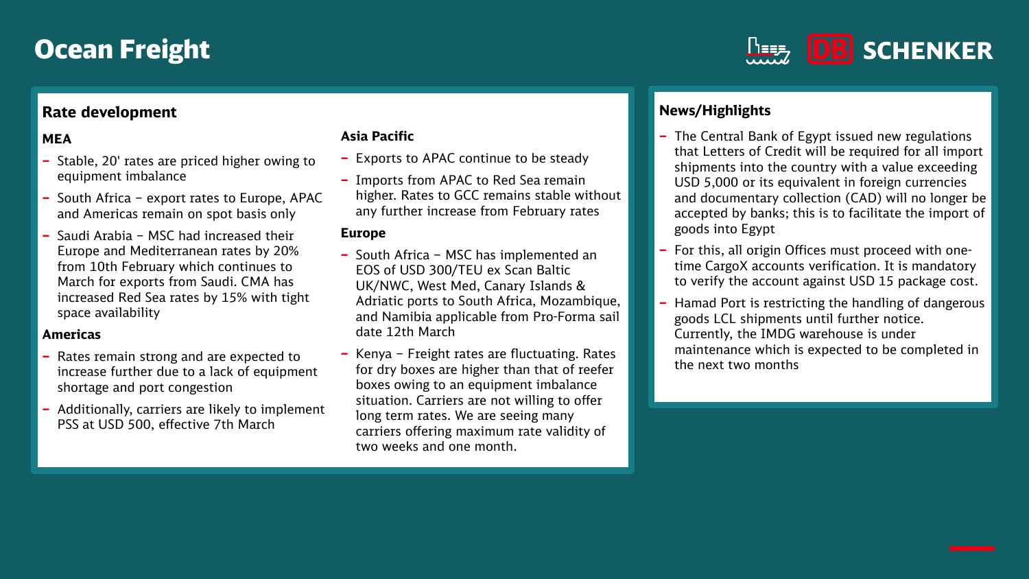# Ocean Freight

## Rate development

### MEA

- Stable, 20' rates are priced higher owing to equipment imbalance
- South Africa – export rates to Europe, APAC and Americas remain on spot basis only
- Saudi Arabia – MSC had increased their Europe and Mediterranean rates by 20% from 10th February which continues to March for exports from Saudi. CMA has increased Red Sea rates by 15% with tight space availability

### Americas

- Rates remain strong and are expected to increase further due to a lack of equipment shortage and port congestion
- Additionally, carriers are likely to implement PSS at USD 500, effective 7th March

### Asia Pacific

- Exports to APAC continue to be steady
- Imports from APAC to Red Sea remain higher. Rates to GCC remains stable without any further increase from February rates

### Europe

- South Africa – MSC has implemented an EOS of USD 300/TEU ex Scan Baltic UK/NWC, West Med, Canary Islands & Adriatic ports to South Africa, Mozambique, and Namibia applicable from Pro-Forma sail date 12th March
- Kenya – Freight rates are fluctuating. Rates for dry boxes are higher than that of reefer boxes owing to an equipment imbalance situation. Carriers are not willing to offer long term rates. We are seeing many carriers offering maximum rate validity of two weeks and one month.

## News/Highlights

- The Central Bank of Egypt issued new regulations that Letters of Credit will be required for all import shipments into the country with a value exceeding USD 5,000 or its equivalent in foreign currencies and documentary collection (CAD) will no longer be accepted by banks; this is to facilitate the import of goods into Egypt
- For this, all origin Offices must proceed with one-time CargoX accounts verification. It is mandatory to verify the account against USD 15 package cost.
- Hamad Port is restricting the handling of dangerous goods LCL shipments until further notice. Currently, the IMDG warehouse is under maintenance which is expected to be completed in the next two months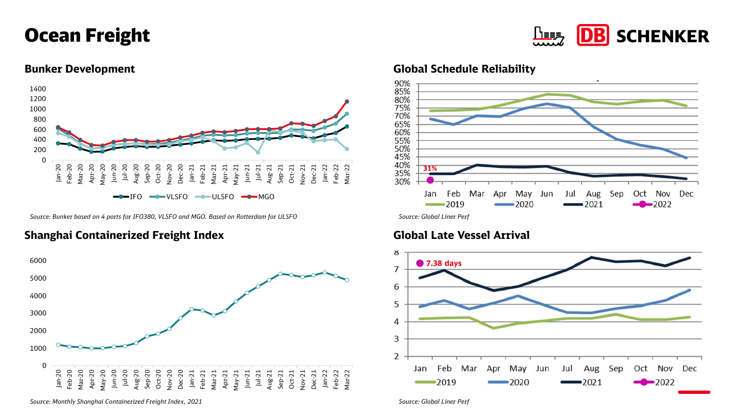# Ocean Freight

## Bunker Development

*Source: Bunker based on 4 ports for IFO380, VLSFO and MGO. Based on Rotterdam for ULSFO*

## Global Schedule Reliability

31%

*Source: Global Liner Perf*

## Shanghai Containerized Freight Index

*Source: Monthly Shanghai Containerized Freight Index, 2021*

## Global Late Vessel Arrival

7.38 days

*Source: Global Liner Perf*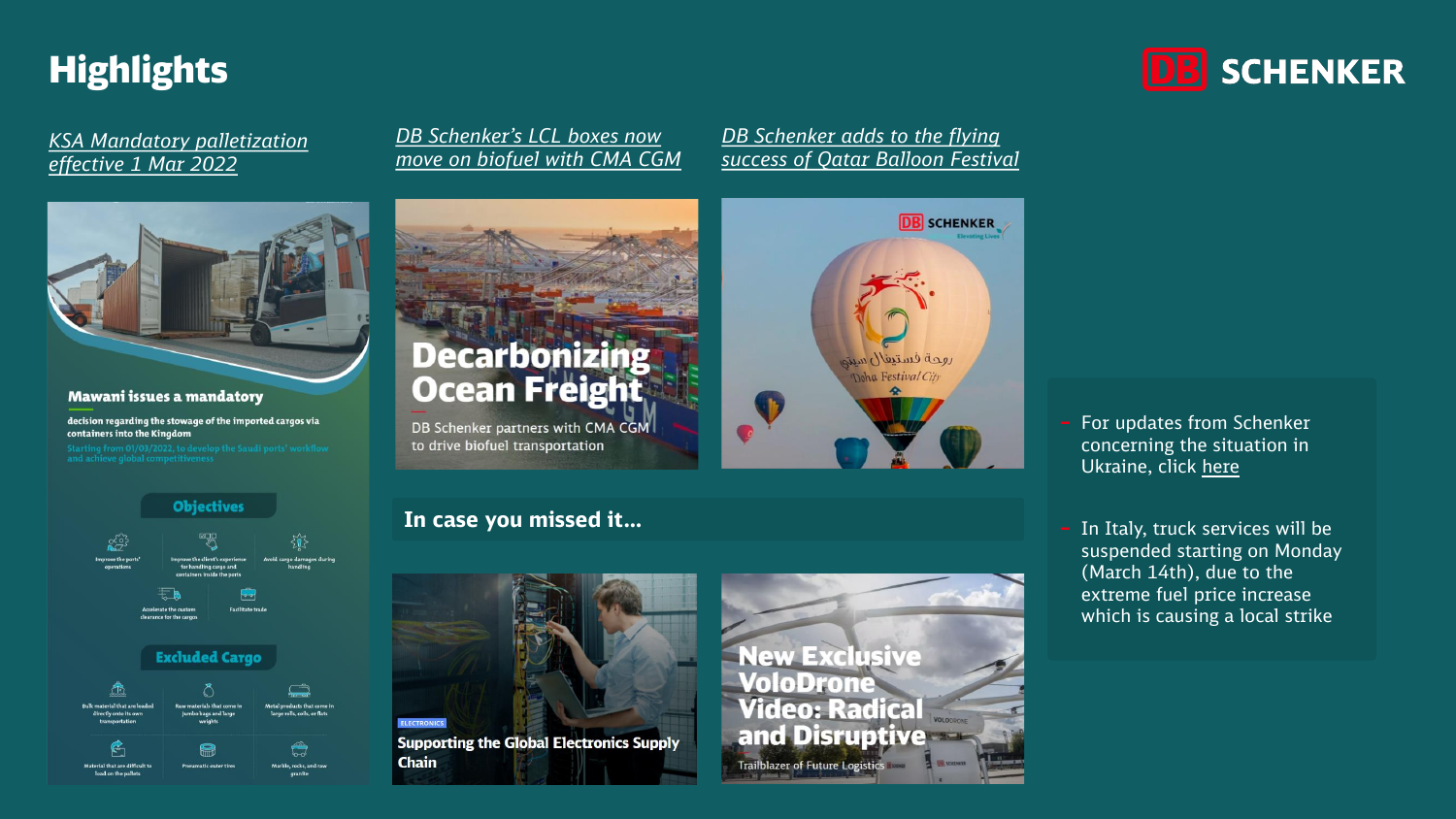# Highlights

*KSA Mandatory palletization effective 1 Mar 2022*

**Mawani issues a mandatory**

**decision regarding the stowage of the imported cargos via containers into the Kingdom**

Starting from 01/03/2022, to develop the Saudi ports' workflow and achieve global competitiveness

**Objectives**

- Improve the ports' operations
- Improve the client's experience for handling cargo and containers inside the ports
- Avoid cargo damages during handling
- Accelerate the custom clearance for the cargos
- Facilitate trade

**Excluded Cargo**

- Bulk material that are loaded directly onto its own transportation
- Raw materials that come in jumbo bags and large weights
- Metal products that come in large rolls, coils, or flats
- Material that are difficult to load on the pallets
- Pneumatic outer tires
- Marble, rocks, and raw granite

*DB Schenker's LCL boxes now move on biofuel with CMA CGM*

**Decarbonizing Ocean Freight**

DB Schenker partners with CMA CGM to drive biofuel transportation

*DB Schenker adds to the flying success of Qatar Balloon Festival*

**In case you missed it…**

ELECTRONICS

**Supporting the Global Electronics Supply Chain**

**New Exclusive VoloDrone Video: Radical and Disruptive**

Trailblazer of Future Logistics

- For updates from Schenker concerning the situation in Ukraine, click here
- In Italy, truck services will be suspended starting on Monday (March 14th), due to the extreme fuel price increase which is causing a local strike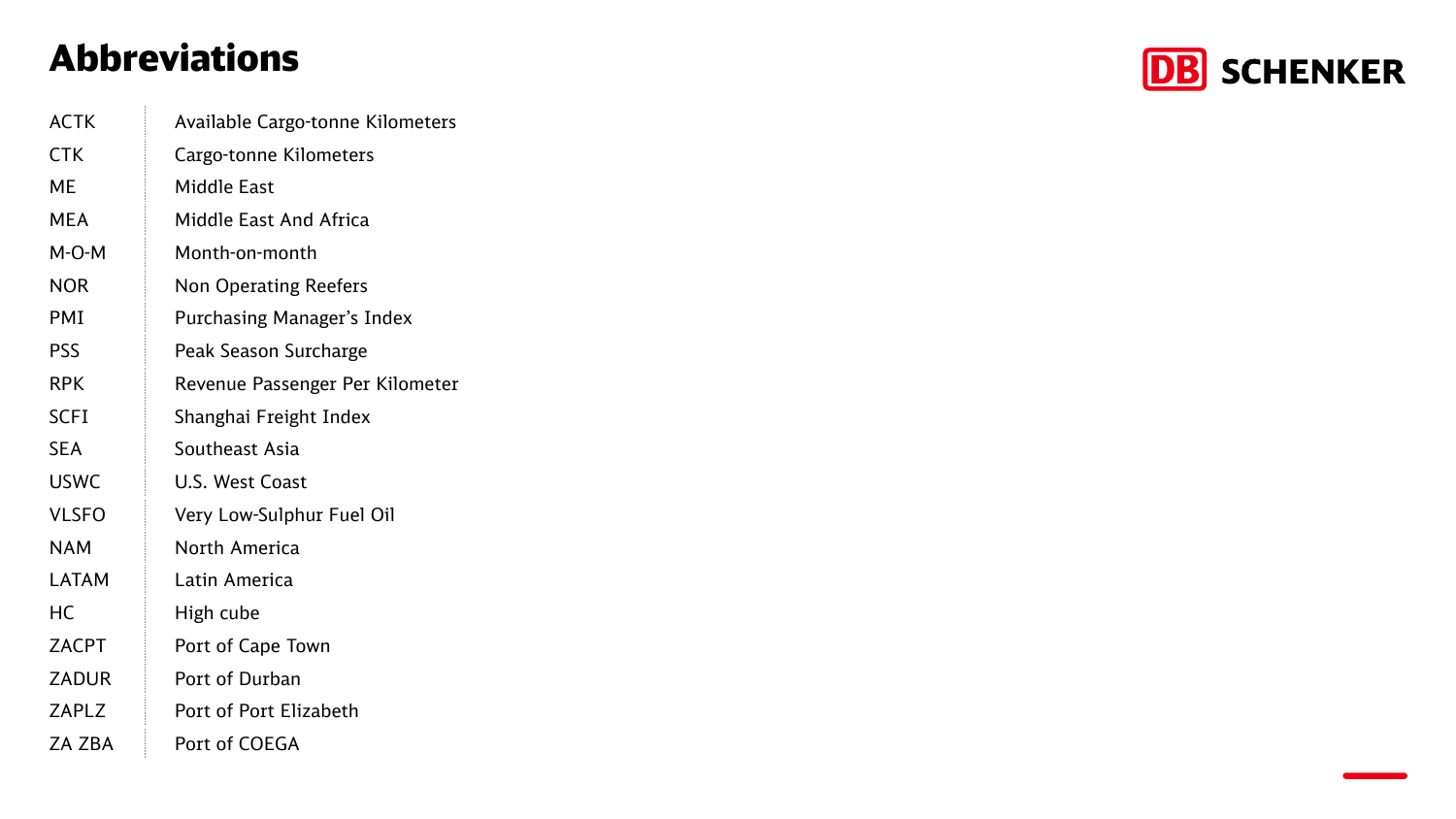# Abbreviations

| | |
|---|---|
| ACTK | Available Cargo-tonne Kilometers |
| CTK | Cargo-tonne Kilometers |
| ME | Middle East |
| MEA | Middle East And Africa |
| M-O-M | Month-on-month |
| NOR | Non Operating Reefers |
| PMI | Purchasing Manager's Index |
| PSS | Peak Season Surcharge |
| RPK | Revenue Passenger Per Kilometer |
| SCFI | Shanghai Freight Index |
| SEA | Southeast Asia |
| USWC | U.S. West Coast |
| VLSFO | Very Low-Sulphur Fuel Oil |
| NAM | North America |
| LATAM | Latin America |
| HC | High cube |
| ZACPT | Port of Cape Town |
| ZADUR | Port of Durban |
| ZAPLZ | Port of Port Elizabeth |
| ZA ZBA | Port of COEGA |